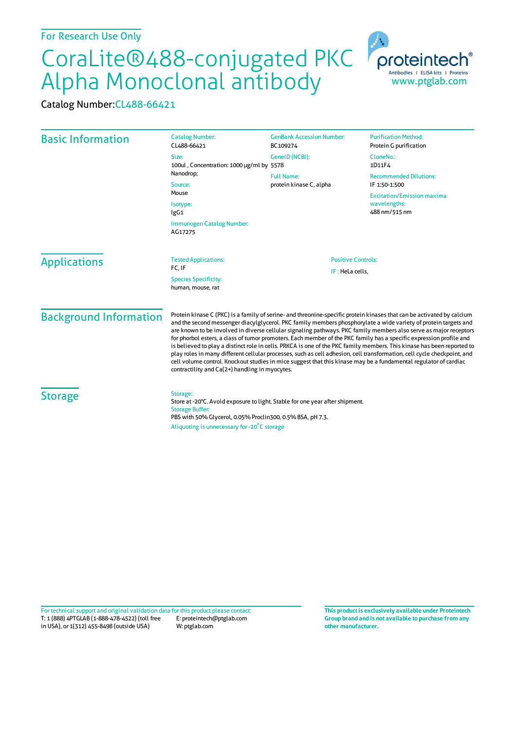For Research Use Only

# CoraLite®488-conjugated PKC Alpha Monoclonal antibody

Catalog Number: CL488-66421

proteintech® Antibodies | ELISA kits | Proteins
www.ptglab.com

## Basic Information

**Catalog Number:**
CL488-66421

**Size:**
100ul , Concentration: 1000 μg/ml by Nanodrop;

**Source:**
Mouse

**Isotype:**
IgG1

**Immunogen Catalog Number:**
AG17275

**GenBank Accession Number:**
BC109274

**GeneID (NCBI):**
5578

**Full Name:**
protein kinase C, alpha

**Purification Method:**
Protein G purification

**CloneNo.:**
1D11F4

**Recommended Dilutions:**
IF 1:50-1:500

**Excitation/Emission maxima wavelengths:**
488 nm/515 nm

## Applications

**Tested Applications:**
FC, IF

**Species Specificity:**
human, mouse, rat

**Positive Controls:**
IF : HeLa cells,

## Background Information

Protein kinase C (PKC) is a family of serine- and threonine-specific protein kinases that can be activated by calcium and the second messenger diacylglycerol. PKC family members phosphorylate a wide variety of protein targets and are known to be involved in diverse cellular signaling pathways. PKC family members also serve as major receptors for phorbol esters, a class of tumor promoters. Each member of the PKC family has a specific expression profile and is believed to play a distinct role in cells. PRKCA is one of the PKC family members. This kinase has been reported to play roles in many different cellular processes, such as cell adhesion, cell transformation, cell cycle checkpoint, and cell volume control. Knockout studies in mice suggest that this kinase may be a fundamental regulator of cardiac contractility and Ca(2+) handling in myocytes.

## Storage

**Storage:**
Store at -20°C. Avoid exposure to light. Stable for one year after shipment.

**Storage Buffer:**
PBS with 50% Glycerol, 0.05% Proclin300, 0.5% BSA, pH 7.3.

Aliquoting is unnecessary for -20°C storage

For technical support and original validation data for this product please contact:
T: 1 (888) 4PTGLAB (1-888-478-4522) (toll free in USA), or 1(312) 455-8498 (outside USA)
E: proteintech@ptglab.com
W: ptglab.com

**This product is exclusively available under Proteintech Group brand and is not available to purchase from any other manufacturer.**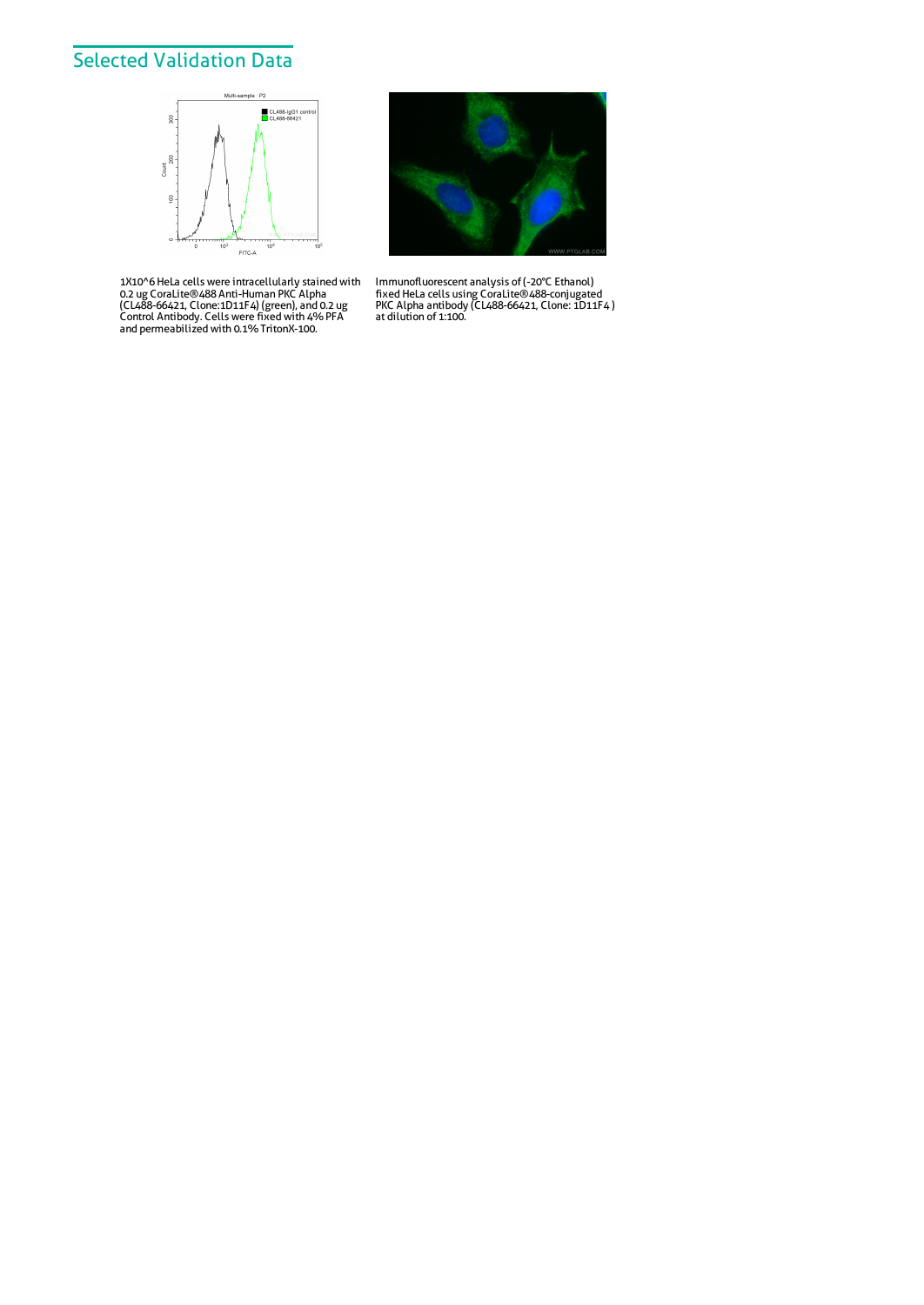# Selected Validation Data

Multi-sample : P2

CL488-IgG1 control
CL488-66421

Count

FITC-A

1X10^6 HeLa cells were intracellularly stained with 0.2 ug CoraLite®488 Anti-Human PKC Alpha (CL488-66421, Clone:1D11F4) (green), and 0.2 ug Control Antibody. Cells were fixed with 4% PFA and permeabilized with 0.1% TritonX-100.

WWW.PTGLAB.COM

Immunofluorescent analysis of (-20°C Ethanol) fixed HeLa cells using CoraLite®488-conjugated PKC Alpha antibody (CL488-66421, Clone: 1D11F4 ) at dilution of 1:100.